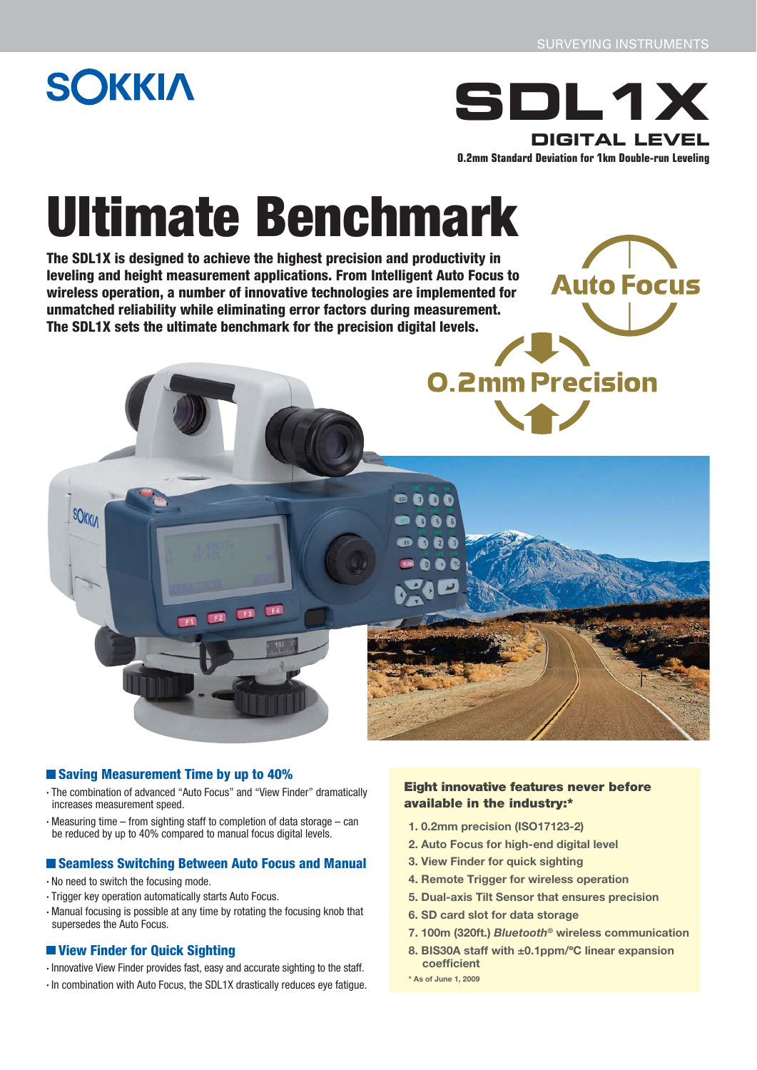SURVEYING INSTRUMENTS

SOKKIA

# SDL1X

## DIGITAL LEVEL

**0.2mm Standard Deviation for 1km Double-run Leveling**

# Ultimate Benchmark

**The SDL1X is designed to achieve the highest precision and productivity in leveling and height measurement applications. From Intelligent Auto Focus to wireless operation, a number of innovative technologies are implemented for unmatched reliability while eliminating error factors during measurement. The SDL1X sets the ultimate benchmark for the precision digital levels.**

Auto Focus

0.2mm Precision

### Saving Measurement Time by up to 40%

- The combination of advanced "Auto Focus" and "View Finder" dramatically increases measurement speed.
- Measuring time – from sighting staff to completion of data storage – can be reduced by up to 40% compared to manual focus digital levels.

### Seamless Switching Between Auto Focus and Manual

- No need to switch the focusing mode.
- Trigger key operation automatically starts Auto Focus.
- Manual focusing is possible at any time by rotating the focusing knob that supersedes the Auto Focus.

### View Finder for Quick Sighting

- Innovative View Finder provides fast, easy and accurate sighting to the staff.
- In combination with Auto Focus, the SDL1X drastically reduces eye fatigue.

**Eight innovative features never before available in the industry:\***

1. 0.2mm precision (ISO17123-2)
2. Auto Focus for high-end digital level
3. View Finder for quick sighting
4. Remote Trigger for wireless operation
5. Dual-axis Tilt Sensor that ensures precision
6. SD card slot for data storage
7. 100m (320ft.) *Bluetooth®* wireless communication
8. BIS30A staff with ±0.1ppm/ºC linear expansion coefficient

\* As of June 1, 2009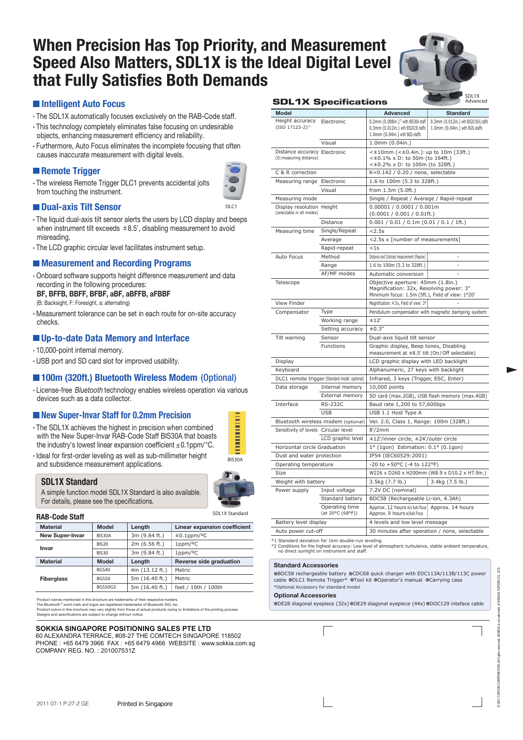# When Precision Has Top Priority, and Measurement Speed Also Matters, SDL1X is the Ideal Digital Level that Fully Satisfies Both Demands

## Intelligent Auto Focus

- The SDL1X automatically focuses exclusively on the RAB-Code staff.
- This technology completely eliminates false focusing on undesirable objects, enhancing measurement efficiency and reliability.
- Furthermore, Auto Focus eliminates the incomplete focusing that often causes inaccurate measurement with digital levels.

## Remote Trigger

- The wireless Remote Trigger DLC1 prevents accidental jolts from touching the instrument.

DLC1

## Dual-axis Tilt Sensor

- The liquid dual-axis tilt sensor alerts the users by LCD display and beeps when instrument tilt exceeds ±8.5', disabling measurement to avoid misreading.
- The LCD graphic circular level facilitates instrument setup.

## Measurement and Recording Programs

- Onboard software supports height difference measurement and data recording in the following procedures:
  **BF, BFFB, BBFF, BFBF, aBF, aBFFB, aFBBF**
  (B: Backsight, F: Foresight, a: alternating)
- Measurement tolerance can be set in each route for on-site accuracy checks.

## Up-to-date Data Memory and Interface

- 10,000-point internal memory.
- USB port and SD card slot for improved usability.

## 100m (320ft.) Bluetooth Wireless Modem (Optional)

- License-free *Bluetooth* technology enables wireless operation via various devices such as a data collector.

## New Super-Invar Staff for 0.2mm Precision

- The SDL1X achieves the highest in precision when combined with the New Super-Invar RAB-Code Staff BIS30A that boasts the industry's lowest linear expansion coefficient ±0.1ppm/°C.
- Ideal for first-order leveling as well as sub-millimeter height and subsidence measurement applications.

BIS30A

### SDL1X Standard

A simple function model SDL1X Standard is also available. For details, please see the specifications.

SDL1X Standard

### RAB-Code Staff

| Material | Model | Length | Linear expansion coefficient |
|---|---|---|---|
| New Super-Invar | BIS30A | 3m (9.84 ft.) | ±0.1ppm/°C |
| Invar | BIS20 | 2m (6.56 ft.) | 1ppm/°C |
| | BIS30 | 3m (9.84 ft.) | 1ppm/°C |
| **Material** | **Model** | **Length** | **Reverse side graduation** |
| Fiberglass | BGS40 | 4m (13.12 ft.) | Metric |
| | BGS50 | 5m (16.40 ft.) | Metric |
| | BGS50G3 | 5m (16.40 ft.) | feet / 10th / 100th |

Product names mentioned in this brochure are trademarks of their respective holders.
The *Bluetooth*® word mark and logos are registered trademarks of Bluetooth SIG, Inc.
Product colors in this brochure may vary slightly from those of actual products owing to limitations of the printing process.
Designs and specifications are subject to change without notice.

## SDL1X Specifications

SDL1X Advanced

| Model | | Advanced | Standard |
|---|---|---|---|
| Height accuracy (ISO 17123-2)*1 | Electronic | 0.2mm (0.008in.)*2 with BIS30A staff<br>0.3mm (0.012in.) with BIS20/30 staffs<br>1.0mm (0.04in.) with BGS staffs | 0.3mm (0.012in.) with BIS20/30(A) staffs<br>1.0mm (0.04in.) with BGS staffs |
| | Visual | 1.0mm (0.04in.) | |
| Distance accuracy (D:measuring distance) | Electronic | <±10mm (<±0.4in.): up to 10m (33ft.)<br><±0.1% x D: to 50m (to 164ft.)<br><±0.2% x D: to 100m (to 328ft.) | |
| C & R correction | | K=0.142 / 0.20 / none, selectable | |
| Measuring range | Electronic | 1.6 to 100m (5.3 to 328ft.) | |
| | Visual | from 1.5m (5.0ft.) | |
| Measuring mode | | Single / Repeat / Average / Rapid-repeat | |
| Display resolution (selectable in all modes) | Height | 0.00001 / 0.0001 / 0.001m<br>(0.0001 / 0.001 / 0.01ft.) | |
| | Distance | 0.001 / 0.01 / 0.1m (0.01 / 0.1 / 1ft.) | |
| Measuring time | Single/Repeat | <2.5s | |
| | Average | <2.5s x [number of measurements] | |
| | Rapid-repeat | <1s | |
| Auto Focus | Method | Distance and Contrast measurement (Passive) | - |
| | Range | 1.6 to 100m (5.3 to 328ft.) | - |
| | AF/MF modes | Automatic conversion | - |
| Telescope | | Objective aperture: 45mm (1.8in.)<br>Magnification: 32x, Resolving power: 3"<br>Minimum focus: 1.5m (5ft.), Field of view: 1°20' | |
| View Finder | | Magnification: 4.5x, Field of view: 3° | - |
| Compensator | Type | Pendulum compensator with magnetic damping system | |
| | Working range | ±12' | |
| | Setting accuracy | ±0.3" | |
| Tilt warning | Sensor | Dual-axis liquid tilt sensor | |
| | Functions | Graphic display, Beep tones, Disabling measurement at ±8.5' tilt (On/Off selectable) | |
| Display | | LCD graphic display with LED backlight | |
| Keyboard | | Alphanumeric, 27 keys with backlight | |
| DLC1 remote trigger (Standard model :optional) | | Infrared, 3 keys (Trigger, ESC, Enter) | |
| Data storage | Internal memory | 10,000 points | |
| | External memory | SD card (max.2GB), USB flash memory (max.4GB) | |
| Interface | RS-232C | Baud rate 1,200 to 57,600bps | |
| | USB | USB 1.1 Host Type A | |
| Bluetooth wireless modem (optional) | | Ver. 2.0, Class 1, Range: 100m (328ft.) | |
| Sensitivity of levels | Circular level | 8'/2mm | |
| | LCD graphic level | ±12'/inner circle, ±24'/outer circle | |
| Horizontal circle Graduation | | 1° (1gon) Estimation: 0.1° (0.1gon) | |
| Dust and water protection | | IP54 (IEC60529:2001) | |
| Operating temperature | | -20 to +50°C (-4 to 122°F) | |
| Size | | W226 x D260 x H200mm (W8.9 x D10.2 x H7.9in.) | |
| Weight with battery | | 3.5kg (7.7 lb.) | 3.4kg (7.5 lb.) |
| Power supply | Input voltage | 7.2V DC (nominal) | |
| | Standard battery | BDC58 (Rechargeable Li-ion, 4.3Ah) | |
| | Operating time (at 20°C (68°F)) | Approx. 12 hours w/o Auto Focus<br>Approx. 9 hours w/Auto Focus | Approx. 14 hours |
| Battery level display | | 4 levels and low level message | |
| Auto power cut-off | | 30 minutes after operation / none, selectable | |

*1 Standard deviation for 1km double-run leveling.
*2 Conditions for the highest accuracy: Low level of atmospheric turbulence, stable ambient temperature, no direct sunlight on instrument and staff.

### Standard Accessories

●BDC58 rechargeable battery ●CDC68 quick charger with EDC113A/113B/113C power cable ●DLC1 Remote Trigger* ●Tool kit ●Operator's manual ●Carrying case
*Optional Accessory for standard model

### Optional Accessories

●DE28 diagonal eyepiece (32x) ●DE29 diagonal eyepiece (44x) ●DOC129 inteface cable

**SOKKIA SINGAPORE POSITIONING SALES PTE LTD**
60 ALEXANDRA TERRACE, #08-27 THE COMTECH SINGAPORE 118502
PHONE : +65 6479 3966 FAX : +65 6479 4966 WEBSITE : www.sokkia.com.sg
COMPANY REG. NO. : 201007531Z

2011 07-1 P-27-2 GE

Printed in Singapore

©2011 TOPCON CORPORATION. All rights reserved. SOKKIA is a trademark of SOKKIA TOPCON CO., LTD.